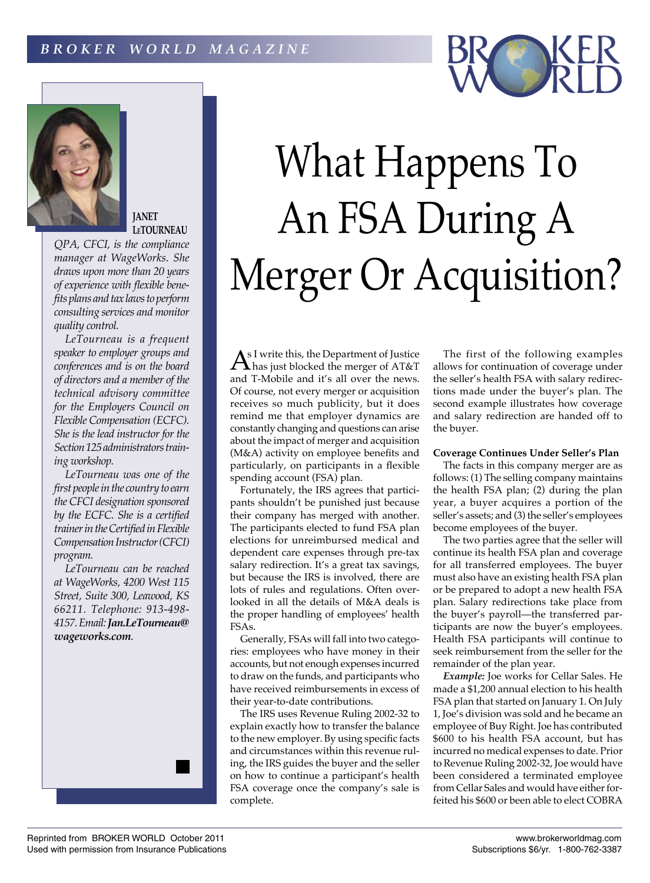# What Happens To An FSA During A Merger Or Acquisition?

**JANET LETOURNEAU**

*QPA, CFCI, is the compliance manager at WageWorks. She draws upon more than 20 years of experience with flexible benefits plans and tax laws to perform consulting services and monitor quality control.*

*LeTourneau is a frequent speaker to employer groups and conferences and is on the board of directors and a member of the technical advisory committee for the Employers Council on Flexible Compensation (ECFC). She is the lead instructor for the Section 125 administrators training workshop.*

*LeTourneau was one of the first people in the country to earn the CFCI designation sponsored by the ECFC. She is a certified trainer in the Certified in Flexible Compensation Instructor (CFCI) program.*

*LeTourneau can be reached at WageWorks, 4200 West 115 Street, Suite 300, Leawood, KS 66211. Telephone: 913-498-4157. Email:* ***Jan.LeTourneau@wageworks.com****.*

As I write this, the Department of Justice has just blocked the merger of AT&T and T-Mobile and it's all over the news. Of course, not every merger or acquisition receives so much publicity, but it does remind me that employer dynamics are constantly changing and questions can arise about the impact of merger and acquisition (M&A) activity on employee benefits and particularly, on participants in a flexible spending account (FSA) plan.

Fortunately, the IRS agrees that participants shouldn't be punished just because their company has merged with another. The participants elected to fund FSA plan elections for unreimbursed medical and dependent care expenses through pre-tax salary redirection. It's a great tax savings, but because the IRS is involved, there are lots of rules and regulations. Often overlooked in all the details of M&A deals is the proper handling of employees' health FSAs.

Generally, FSAs will fall into two categories: employees who have money in their accounts, but not enough expenses incurred to draw on the funds, and participants who have received reimbursements in excess of their year-to-date contributions.

The IRS uses Revenue Ruling 2002-32 to explain exactly how to transfer the balance to the new employer. By using specific facts and circumstances within this revenue ruling, the IRS guides the buyer and the seller on how to continue a participant's health FSA coverage once the company's sale is complete.

The first of the following examples allows for continuation of coverage under the seller's health FSA with salary redirections made under the buyer's plan. The second example illustrates how coverage and salary redirection are handed off to the buyer.

**Coverage Continues Under Seller's Plan**

The facts in this company merger are as follows: (1) The selling company maintains the health FSA plan; (2) during the plan year, a buyer acquires a portion of the seller's assets; and (3) the seller's employees become employees of the buyer.

The two parties agree that the seller will continue its health FSA plan and coverage for all transferred employees. The buyer must also have an existing health FSA plan or be prepared to adopt a new health FSA plan. Salary redirections take place from the buyer's payroll—the transferred participants are now the buyer's employees. Health FSA participants will continue to seek reimbursement from the seller for the remainder of the plan year.

***Example:*** Joe works for Cellar Sales. He made a $1,200 annual election to his health FSA plan that started on January 1. On July 1, Joe's division was sold and he became an employee of Buy Right. Joe has contributed $600 to his health FSA account, but has incurred no medical expenses to date. Prior to Revenue Ruling 2002-32, Joe would have been considered a terminated employee from Cellar Sales and would have either forfeited his $600 or been able to elect COBRA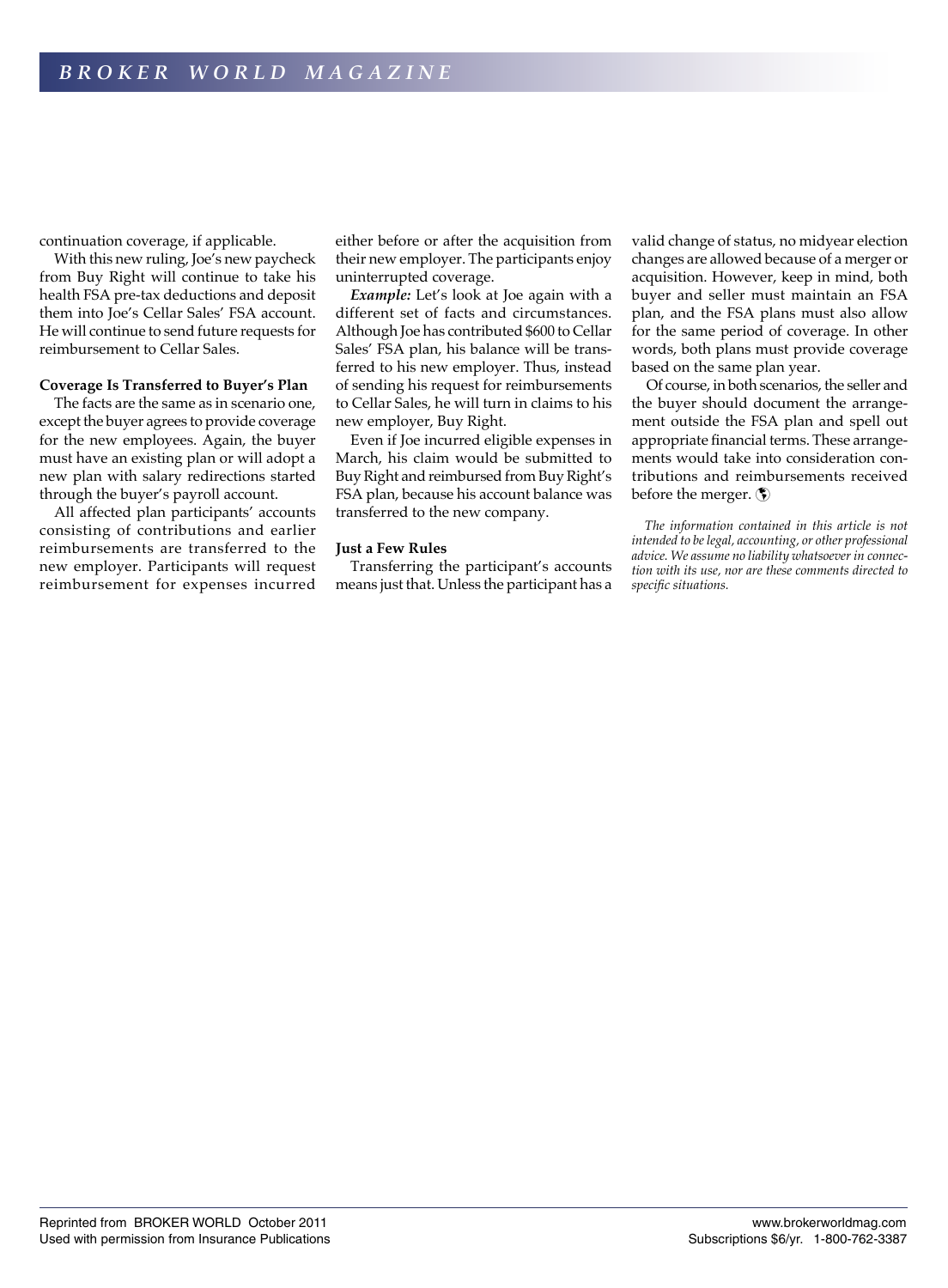continuation coverage, if applicable.

With this new ruling, Joe's new paycheck from Buy Right will continue to take his health FSA pre-tax deductions and deposit them into Joe's Cellar Sales' FSA account. He will continue to send future requests for reimbursement to Cellar Sales.

**Coverage Is Transferred to Buyer's Plan**

The facts are the same as in scenario one, except the buyer agrees to provide coverage for the new employees. Again, the buyer must have an existing plan or will adopt a new plan with salary redirections started through the buyer's payroll account.

All affected plan participants' accounts consisting of contributions and earlier reimbursements are transferred to the new employer. Participants will request reimbursement for expenses incurred either before or after the acquisition from their new employer. The participants enjoy uninterrupted coverage.

***Example:*** Let's look at Joe again with a different set of facts and circumstances. Although Joe has contributed $600 to Cellar Sales' FSA plan, his balance will be transferred to his new employer. Thus, instead of sending his request for reimbursements to Cellar Sales, he will turn in claims to his new employer, Buy Right.

Even if Joe incurred eligible expenses in March, his claim would be submitted to Buy Right and reimbursed from Buy Right's FSA plan, because his account balance was transferred to the new company.

**Just a Few Rules**

Transferring the participant's accounts means just that. Unless the participant has a valid change of status, no midyear election changes are allowed because of a merger or acquisition. However, keep in mind, both buyer and seller must maintain an FSA plan, and the FSA plans must also allow for the same period of coverage. In other words, both plans must provide coverage based on the same plan year.

Of course, in both scenarios, the seller and the buyer should document the arrangement outside the FSA plan and spell out appropriate financial terms. These arrangements would take into consideration contributions and reimbursements received before the merger.

*The information contained in this article is not intended to be legal, accounting, or other professional advice. We assume no liability whatsoever in connection with its use, nor are these comments directed to specific situations.*

Reprinted from BROKER WORLD October 2011
Used with permission from Insurance Publications

www.brokerworldmag.com
Subscriptions $6/yr. 1-800-762-3387